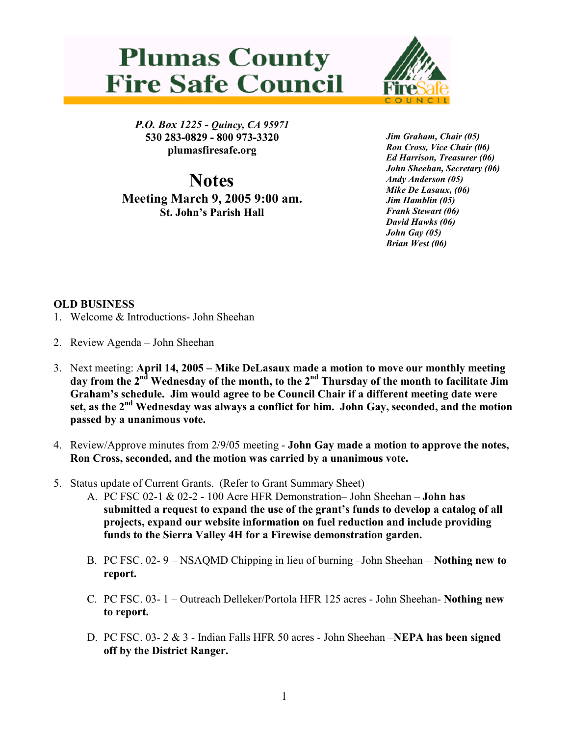# Plumas County Fire Safe Council

*P.O. Box 1225 - Quincy, CA 95971*
**530 283-0829 - 800 973-3320**
**plumasfiresafe.org**

## Notes

### Meeting March 9, 2005 9:00 am.

**St. John's Parish Hall**

*Jim Graham, Chair (05)*
*Ron Cross, Vice Chair (06)*
*Ed Harrison, Treasurer (06)*
*John Sheehan, Secretary (06)*
*Andy Anderson (05)*
*Mike De Lasaux, (06)*
*Jim Hamblin (05)*
*Frank Stewart (06)*
*David Hawks (06)*
*John Gay (05)*
*Brian West (06)*

**OLD BUSINESS**

1. Welcome & Introductions- John Sheehan

2. Review Agenda – John Sheehan

3. Next meeting: **April 14, 2005 – Mike DeLasaux made a motion to move our monthly meeting day from the 2nd Wednesday of the month, to the 2nd Thursday of the month to facilitate Jim Graham's schedule. Jim would agree to be Council Chair if a different meeting date were set, as the 2nd Wednesday was always a conflict for him. John Gay, seconded, and the motion passed by a unanimous vote.**

4. Review/Approve minutes from 2/9/05 meeting - **John Gay made a motion to approve the notes, Ron Cross, seconded, and the motion was carried by a unanimous vote.**

5. Status update of Current Grants. (Refer to Grant Summary Sheet)
   A. PC FSC 02-1 & 02-2 - 100 Acre HFR Demonstration– John Sheehan – **John has submitted a request to expand the use of the grant's funds to develop a catalog of all projects, expand our website information on fuel reduction and include providing funds to the Sierra Valley 4H for a Firewise demonstration garden.**

   B. PC FSC. 02- 9 – NSAQMD Chipping in lieu of burning –John Sheehan – **Nothing new to report.**

   C. PC FSC. 03- 1 – Outreach Delleker/Portola HFR 125 acres - John Sheehan- **Nothing new to report.**

   D. PC FSC. 03- 2 & 3 - Indian Falls HFR 50 acres - John Sheehan –**NEPA has been signed off by the District Ranger.**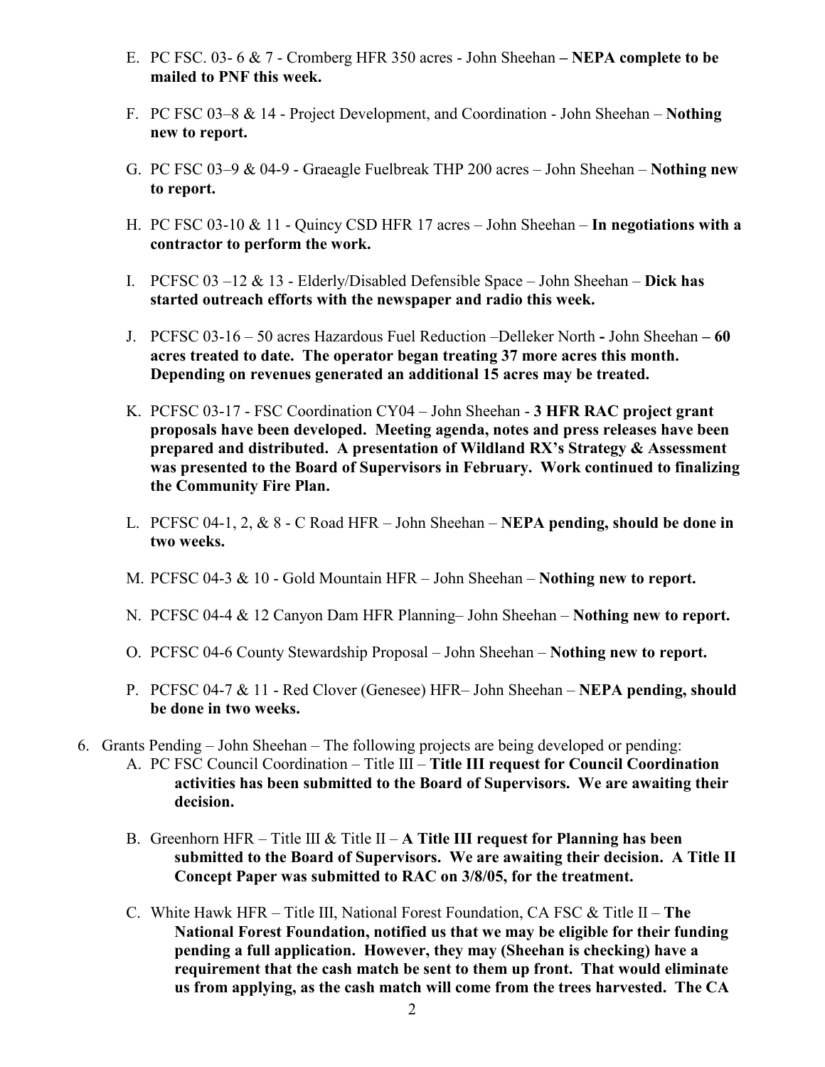E. PC FSC. 03- 6 & 7 - Cromberg HFR 350 acres - John Sheehan **– NEPA complete to be mailed to PNF this week.**

F. PC FSC 03–8 & 14 - Project Development, and Coordination - John Sheehan – **Nothing new to report.**

G. PC FSC 03–9 & 04-9 - Graeagle Fuelbreak THP 200 acres – John Sheehan – **Nothing new to report.**

H. PC FSC 03-10 & 11 - Quincy CSD HFR 17 acres – John Sheehan – **In negotiations with a contractor to perform the work.**

I. PCFSC 03 –12 & 13 - Elderly/Disabled Defensible Space – John Sheehan – **Dick has started outreach efforts with the newspaper and radio this week.**

J. PCFSC 03-16 – 50 acres Hazardous Fuel Reduction –Delleker North **-** John Sheehan **– 60 acres treated to date. The operator began treating 37 more acres this month. Depending on revenues generated an additional 15 acres may be treated.**

K. PCFSC 03-17 - FSC Coordination CY04 – John Sheehan - **3 HFR RAC project grant proposals have been developed. Meeting agenda, notes and press releases have been prepared and distributed. A presentation of Wildland RX's Strategy & Assessment was presented to the Board of Supervisors in February. Work continued to finalizing the Community Fire Plan.**

L. PCFSC 04-1, 2, & 8 - C Road HFR – John Sheehan – **NEPA pending, should be done in two weeks.**

M. PCFSC 04-3 & 10 - Gold Mountain HFR – John Sheehan – **Nothing new to report.**

N. PCFSC 04-4 & 12 Canyon Dam HFR Planning– John Sheehan – **Nothing new to report.**

O. PCFSC 04-6 County Stewardship Proposal – John Sheehan – **Nothing new to report.**

P. PCFSC 04-7 & 11 - Red Clover (Genesee) HFR– John Sheehan – **NEPA pending, should be done in two weeks.**

6. Grants Pending – John Sheehan – The following projects are being developed or pending:
   A. PC FSC Council Coordination – Title III – **Title III request for Council Coordination activities has been submitted to the Board of Supervisors. We are awaiting their decision.**

   B. Greenhorn HFR – Title III & Title II – **A Title III request for Planning has been submitted to the Board of Supervisors. We are awaiting their decision. A Title II Concept Paper was submitted to RAC on 3/8/05, for the treatment.**

   C. White Hawk HFR – Title III, National Forest Foundation, CA FSC & Title II – **The National Forest Foundation, notified us that we may be eligible for their funding pending a full application. However, they may (Sheehan is checking) have a requirement that the cash match be sent to them up front. That would eliminate us from applying, as the cash match will come from the trees harvested. The CA**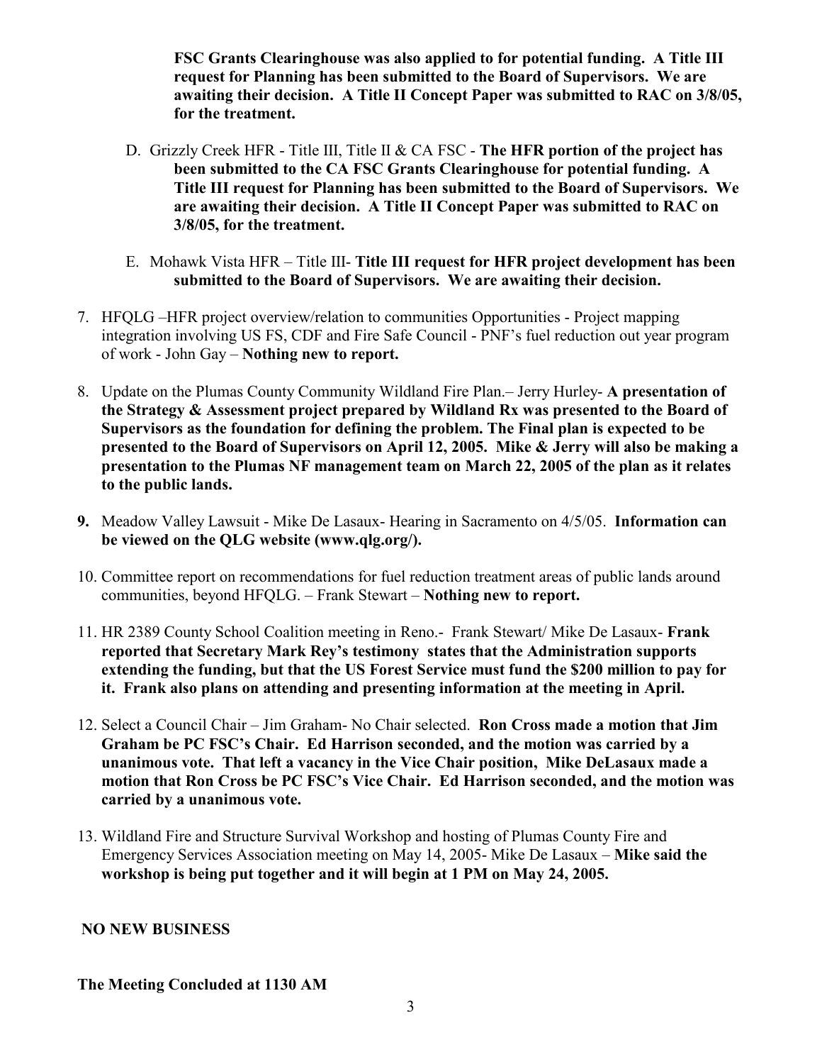**FSC Grants Clearinghouse was also applied to for potential funding. A Title III request for Planning has been submitted to the Board of Supervisors. We are awaiting their decision. A Title II Concept Paper was submitted to RAC on 3/8/05, for the treatment.**

D. Grizzly Creek HFR - Title III, Title II & CA FSC - **The HFR portion of the project has been submitted to the CA FSC Grants Clearinghouse for potential funding. A Title III request for Planning has been submitted to the Board of Supervisors. We are awaiting their decision. A Title II Concept Paper was submitted to RAC on 3/8/05, for the treatment.**

E. Mohawk Vista HFR – Title III- **Title III request for HFR project development has been submitted to the Board of Supervisors. We are awaiting their decision.**

7. HFQLG –HFR project overview/relation to communities Opportunities - Project mapping integration involving US FS, CDF and Fire Safe Council - PNF's fuel reduction out year program of work - John Gay – **Nothing new to report.**

8. Update on the Plumas County Community Wildland Fire Plan.– Jerry Hurley- **A presentation of the Strategy & Assessment project prepared by Wildland Rx was presented to the Board of Supervisors as the foundation for defining the problem. The Final plan is expected to be presented to the Board of Supervisors on April 12, 2005. Mike & Jerry will also be making a presentation to the Plumas NF management team on March 22, 2005 of the plan as it relates to the public lands.**

**9.** Meadow Valley Lawsuit - Mike De Lasaux- Hearing in Sacramento on 4/5/05. **Information can be viewed on the QLG website (www.qlg.org/).**

10. Committee report on recommendations for fuel reduction treatment areas of public lands around communities, beyond HFQLG. – Frank Stewart – **Nothing new to report.**

11. HR 2389 County School Coalition meeting in Reno.- Frank Stewart/ Mike De Lasaux- **Frank reported that Secretary Mark Rey's testimony states that the Administration supports extending the funding, but that the US Forest Service must fund the $200 million to pay for it. Frank also plans on attending and presenting information at the meeting in April.**

12. Select a Council Chair – Jim Graham- No Chair selected. **Ron Cross made a motion that Jim Graham be PC FSC's Chair. Ed Harrison seconded, and the motion was carried by a unanimous vote. That left a vacancy in the Vice Chair position, Mike DeLasaux made a motion that Ron Cross be PC FSC's Vice Chair. Ed Harrison seconded, and the motion was carried by a unanimous vote.**

13. Wildland Fire and Structure Survival Workshop and hosting of Plumas County Fire and Emergency Services Association meeting on May 14, 2005- Mike De Lasaux – **Mike said the workshop is being put together and it will begin at 1 PM on May 24, 2005.**

**NO NEW BUSINESS**

**The Meeting Concluded at 1130 AM**